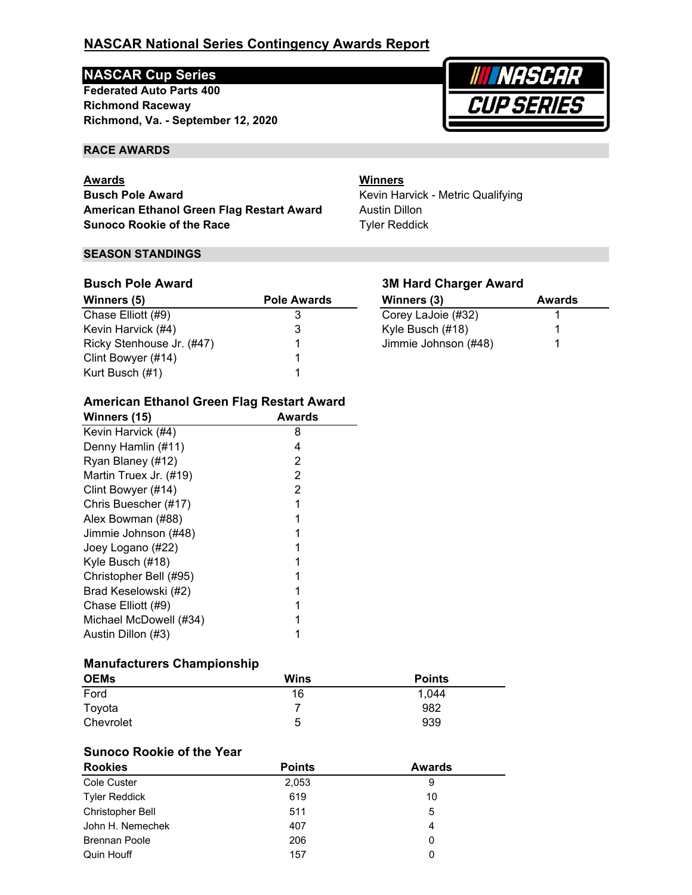# NASCAR National Series Contingency Awards Report

## NASCAR Cup Series

**Federated Auto Parts 400**
**Richmond Raceway**
**Richmond, Va. - September 12, 2020**

### RACE AWARDS

| Awards | Winners |
|---|---|
| **Busch Pole Award** | Kevin Harvick - Metric Qualifying |
| **American Ethanol Green Flag Restart Award** | Austin Dillon |
| **Sunoco Rookie of the Race** | Tyler Reddick |

### SEASON STANDINGS

#### Busch Pole Award

| Winners (5) | Pole Awards |
|---|---|
| Chase Elliott (#9) | 3 |
| Kevin Harvick (#4) | 3 |
| Ricky Stenhouse Jr. (#47) | 1 |
| Clint Bowyer (#14) | 1 |
| Kurt Busch (#1) | 1 |

#### 3M Hard Charger Award

| Winners (3) | Awards |
|---|---|
| Corey LaJoie (#32) | 1 |
| Kyle Busch (#18) | 1 |
| Jimmie Johnson (#48) | 1 |

#### American Ethanol Green Flag Restart Award

| Winners (15) | Awards |
|---|---|
| Kevin Harvick (#4) | 8 |
| Denny Hamlin (#11) | 4 |
| Ryan Blaney (#12) | 2 |
| Martin Truex Jr. (#19) | 2 |
| Clint Bowyer (#14) | 2 |
| Chris Buescher (#17) | 1 |
| Alex Bowman (#88) | 1 |
| Jimmie Johnson (#48) | 1 |
| Joey Logano (#22) | 1 |
| Kyle Busch (#18) | 1 |
| Christopher Bell (#95) | 1 |
| Brad Keselowski (#2) | 1 |
| Chase Elliott (#9) | 1 |
| Michael McDowell (#34) | 1 |
| Austin Dillon (#3) | 1 |

#### Manufacturers Championship

| OEMs | Wins | Points |
|---|---|---|
| Ford | 16 | 1,044 |
| Toyota | 7 | 982 |
| Chevrolet | 5 | 939 |

#### Sunoco Rookie of the Year

| Rookies | Points | Awards |
|---|---|---|
| Cole Custer | 2,053 | 9 |
| Tyler Reddick | 619 | 10 |
| Christopher Bell | 511 | 5 |
| John H. Nemechek | 407 | 4 |
| Brennan Poole | 206 | 0 |
| Quin Houff | 157 | 0 |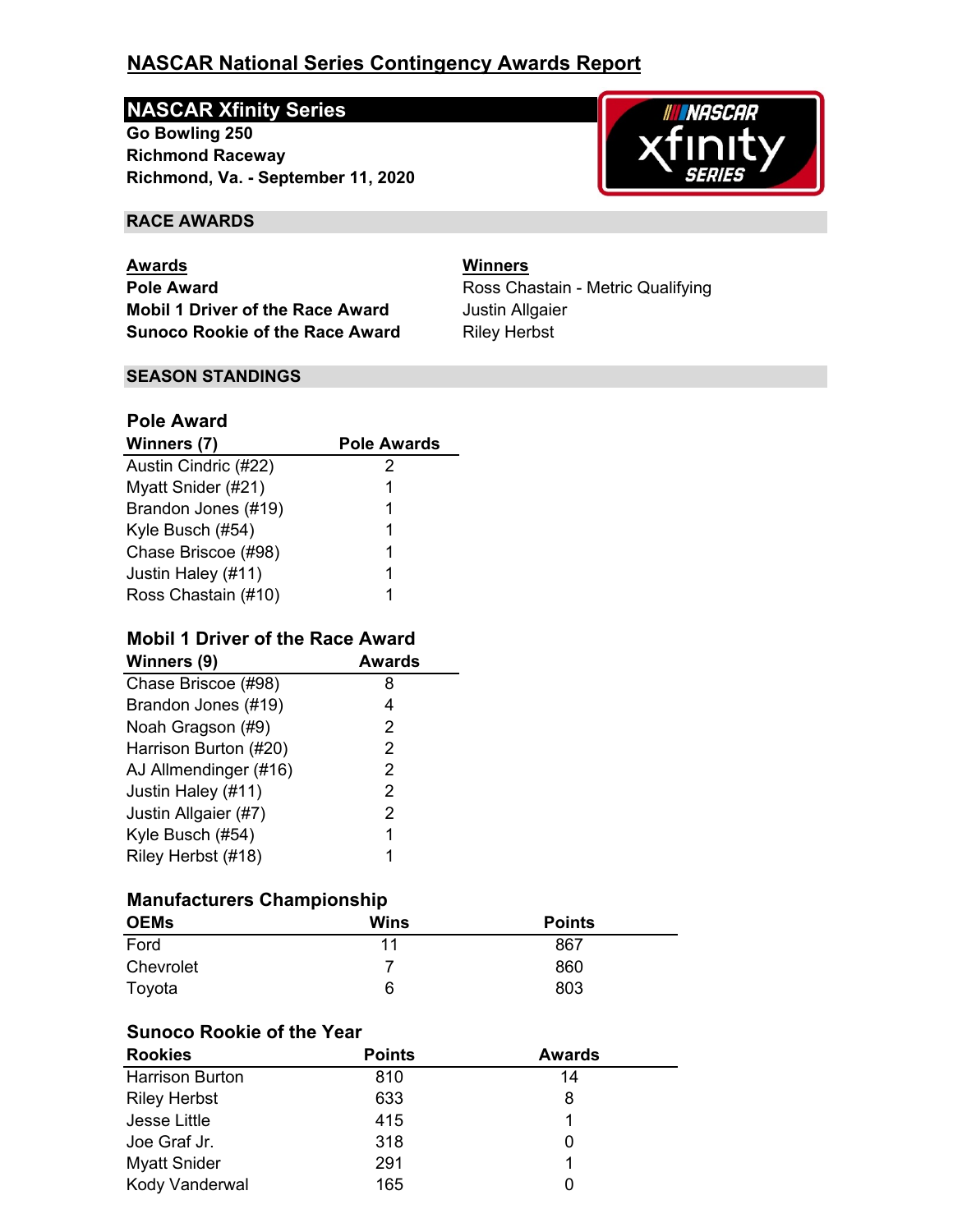# NASCAR National Series Contingency Awards Report

## NASCAR Xfinity Series

**Go Bowling 250**
**Richmond Raceway**
**Richmond, Va. - September 11, 2020**

### RACE AWARDS

| Awards | Winners |
|---|---|
| **Pole Award** | Ross Chastain - Metric Qualifying |
| **Mobil 1 Driver of the Race Award** | Justin Allgaier |
| **Sunoco Rookie of the Race Award** | Riley Herbst |

### SEASON STANDINGS

#### Pole Award

| Winners (7) | Pole Awards |
|---|---|
| Austin Cindric (#22) | 2 |
| Myatt Snider (#21) | 1 |
| Brandon Jones (#19) | 1 |
| Kyle Busch (#54) | 1 |
| Chase Briscoe (#98) | 1 |
| Justin Haley (#11) | 1 |
| Ross Chastain (#10) | 1 |

#### Mobil 1 Driver of the Race Award

| Winners (9) | Awards |
|---|---|
| Chase Briscoe (#98) | 8 |
| Brandon Jones (#19) | 4 |
| Noah Gragson (#9) | 2 |
| Harrison Burton (#20) | 2 |
| AJ Allmendinger (#16) | 2 |
| Justin Haley (#11) | 2 |
| Justin Allgaier (#7) | 2 |
| Kyle Busch (#54) | 1 |
| Riley Herbst (#18) | 1 |

#### Manufacturers Championship

| OEMs | Wins | Points |
|---|---|---|
| Ford | 11 | 867 |
| Chevrolet | 7 | 860 |
| Toyota | 6 | 803 |

#### Sunoco Rookie of the Year

| Rookies | Points | Awards |
|---|---|---|
| Harrison Burton | 810 | 14 |
| Riley Herbst | 633 | 8 |
| Jesse Little | 415 | 1 |
| Joe Graf Jr. | 318 | 0 |
| Myatt Snider | 291 | 1 |
| Kody Vanderwal | 165 | 0 |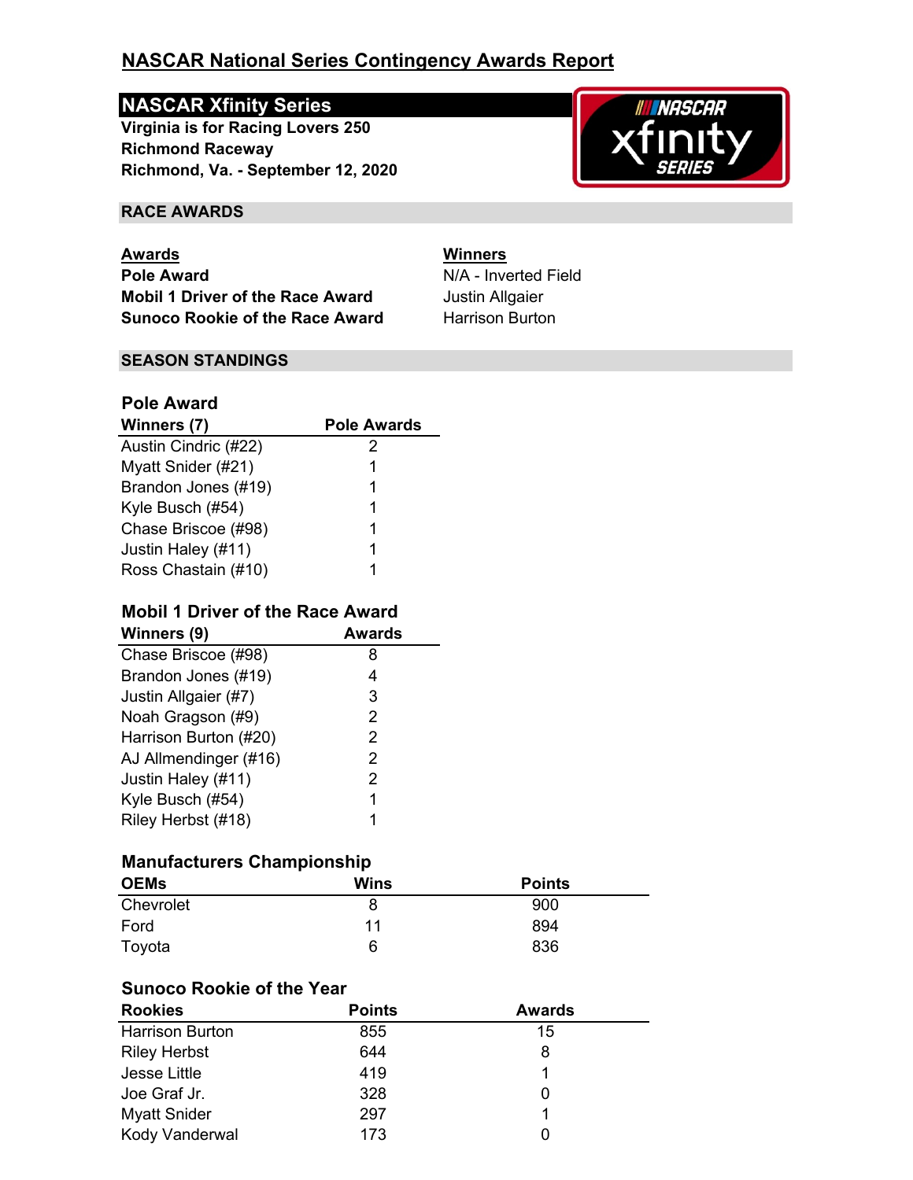# NASCAR National Series Contingency Awards Report

## NASCAR Xfinity Series

**Virginia is for Racing Lovers 250**
**Richmond Raceway**
**Richmond, Va. - September 12, 2020**

### RACE AWARDS

| Awards | Winners |
|---|---|
| **Pole Award** | N/A - Inverted Field |
| **Mobil 1 Driver of the Race Award** | Justin Allgaier |
| **Sunoco Rookie of the Race Award** | Harrison Burton |

### SEASON STANDINGS

#### Pole Award

| Winners (7) | Pole Awards |
|---|---|
| Austin Cindric (#22) | 2 |
| Myatt Snider (#21) | 1 |
| Brandon Jones (#19) | 1 |
| Kyle Busch (#54) | 1 |
| Chase Briscoe (#98) | 1 |
| Justin Haley (#11) | 1 |
| Ross Chastain (#10) | 1 |

#### Mobil 1 Driver of the Race Award

| Winners (9) | Awards |
|---|---|
| Chase Briscoe (#98) | 8 |
| Brandon Jones (#19) | 4 |
| Justin Allgaier (#7) | 3 |
| Noah Gragson (#9) | 2 |
| Harrison Burton (#20) | 2 |
| AJ Allmendinger (#16) | 2 |
| Justin Haley (#11) | 2 |
| Kyle Busch (#54) | 1 |
| Riley Herbst (#18) | 1 |

#### Manufacturers Championship

| OEMs | Wins | Points |
|---|---|---|
| Chevrolet | 8 | 900 |
| Ford | 11 | 894 |
| Toyota | 6 | 836 |

#### Sunoco Rookie of the Year

| Rookies | Points | Awards |
|---|---|---|
| Harrison Burton | 855 | 15 |
| Riley Herbst | 644 | 8 |
| Jesse Little | 419 | 1 |
| Joe Graf Jr. | 328 | 0 |
| Myatt Snider | 297 | 1 |
| Kody Vanderwal | 173 | 0 |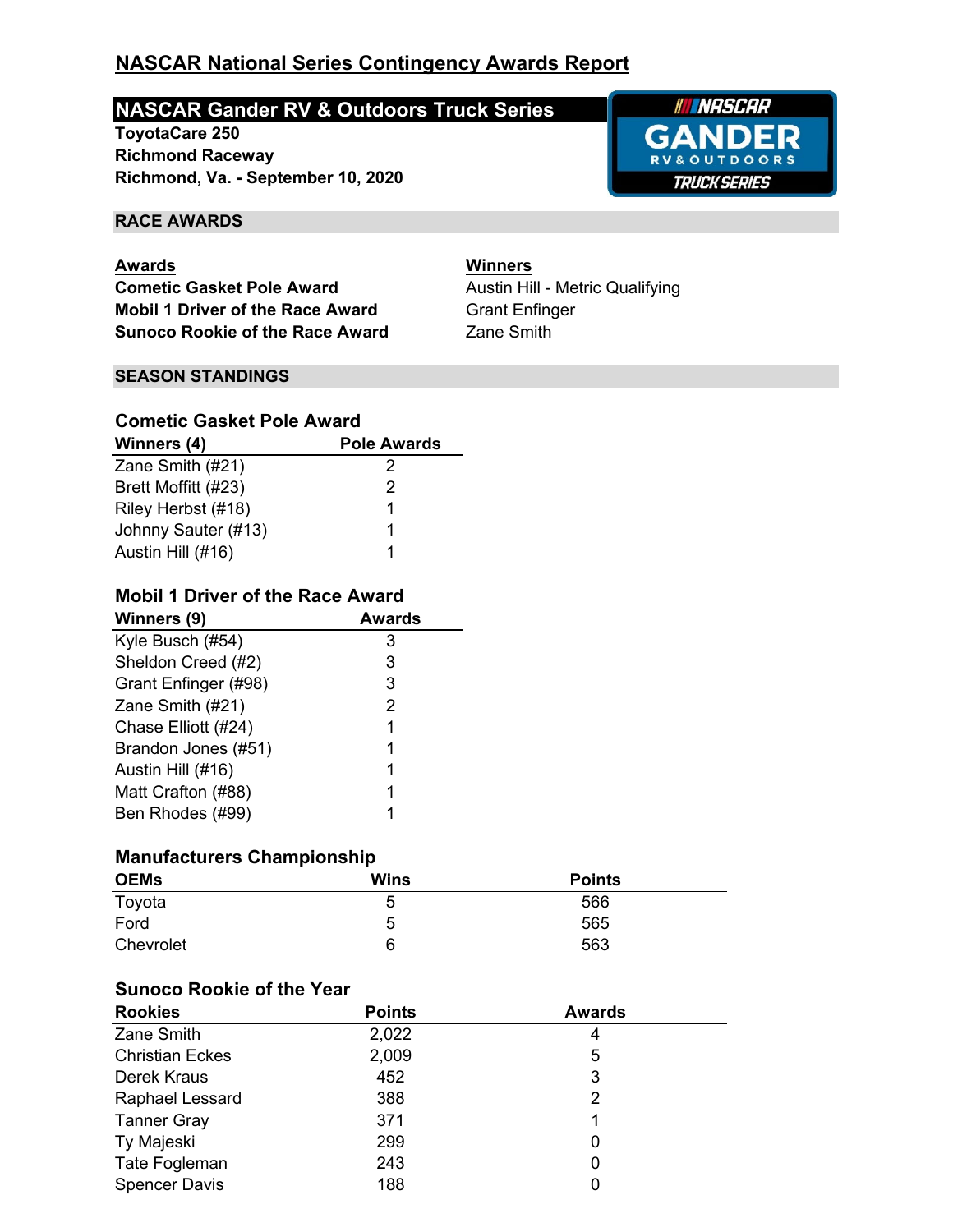# NASCAR National Series Contingency Awards Report

## NASCAR Gander RV & Outdoors Truck Series

**ToyotaCare 250**
**Richmond Raceway**
**Richmond, Va. - September 10, 2020**

### RACE AWARDS

| Awards | Winners |
|---|---|
| **Cometic Gasket Pole Award** | Austin Hill - Metric Qualifying |
| **Mobil 1 Driver of the Race Award** | Grant Enfinger |
| **Sunoco Rookie of the Race Award** | Zane Smith |

### SEASON STANDINGS

#### Cometic Gasket Pole Award

| Winners (4) | Pole Awards |
|---|---|
| Zane Smith (#21) | 2 |
| Brett Moffitt (#23) | 2 |
| Riley Herbst (#18) | 1 |
| Johnny Sauter (#13) | 1 |
| Austin Hill (#16) | 1 |

#### Mobil 1 Driver of the Race Award

| Winners (9) | Awards |
|---|---|
| Kyle Busch (#54) | 3 |
| Sheldon Creed (#2) | 3 |
| Grant Enfinger (#98) | 3 |
| Zane Smith (#21) | 2 |
| Chase Elliott (#24) | 1 |
| Brandon Jones (#51) | 1 |
| Austin Hill (#16) | 1 |
| Matt Crafton (#88) | 1 |
| Ben Rhodes (#99) | 1 |

#### Manufacturers Championship

| OEMs | Wins | Points |
|---|---|---|
| Toyota | 5 | 566 |
| Ford | 5 | 565 |
| Chevrolet | 6 | 563 |

#### Sunoco Rookie of the Year

| Rookies | Points | Awards |
|---|---|---|
| Zane Smith | 2,022 | 4 |
| Christian Eckes | 2,009 | 5 |
| Derek Kraus | 452 | 3 |
| Raphael Lessard | 388 | 2 |
| Tanner Gray | 371 | 1 |
| Ty Majeski | 299 | 0 |
| Tate Fogleman | 243 | 0 |
| Spencer Davis | 188 | 0 |